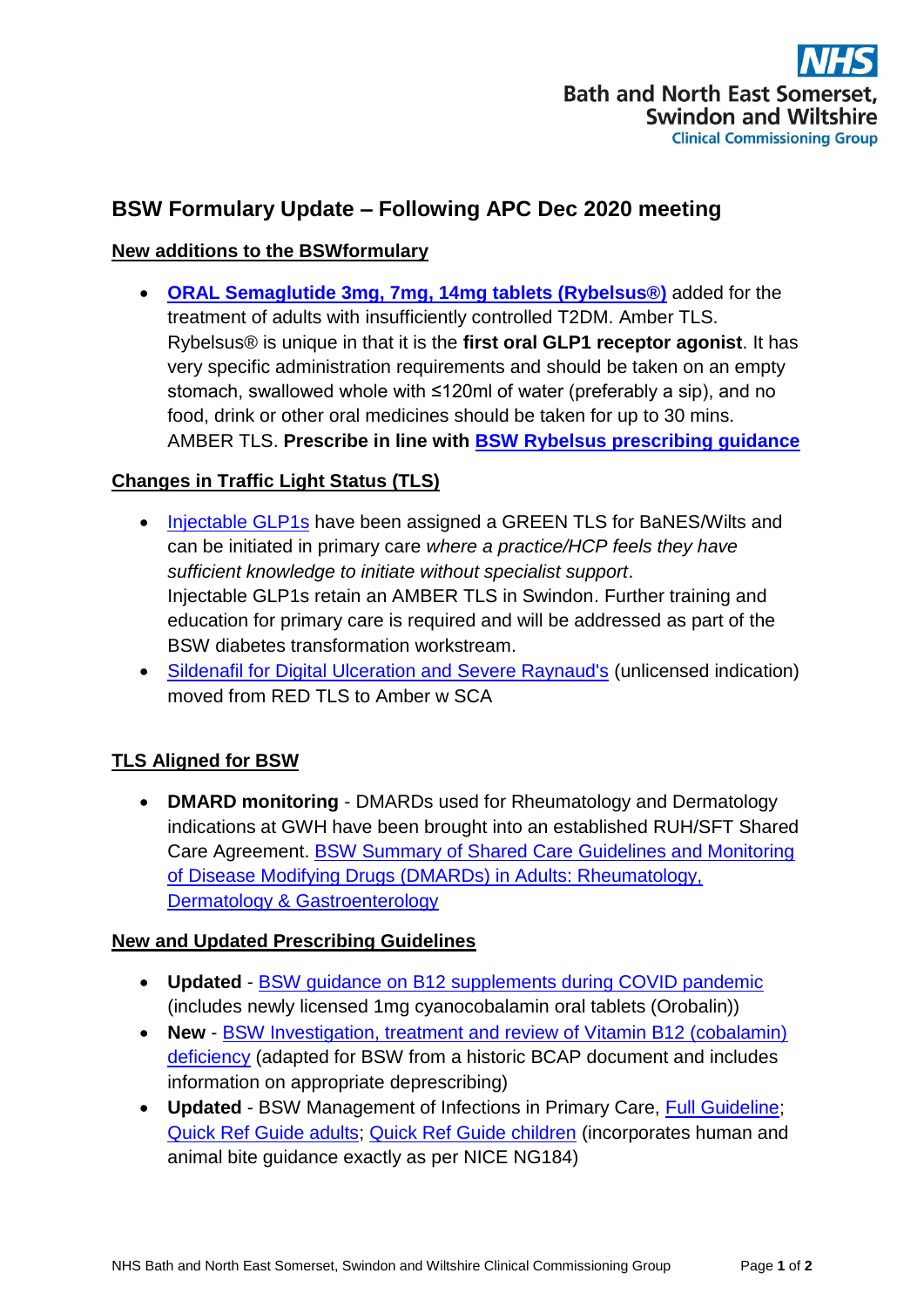NHS
Bath and North East Somerset,
Swindon and Wiltshire
Clinical Commissioning Group

# BSW Formulary Update – Following APC Dec 2020 meeting

## New additions to the BSWformulary

- **ORAL Semaglutide 3mg, 7mg, 14mg tablets (Rybelsus®)** added for the treatment of adults with insufficiently controlled T2DM. Amber TLS. Rybelsus® is unique in that it is the **first oral GLP1 receptor agonist**. It has very specific administration requirements and should be taken on an empty stomach, swallowed whole with ≤120ml of water (preferably a sip), and no food, drink or other oral medicines should be taken for up to 30 mins. AMBER TLS. **Prescribe in line with BSW Rybelsus prescribing guidance**

## Changes in Traffic Light Status (TLS)

- Injectable GLP1s have been assigned a GREEN TLS for BaNES/Wilts and can be initiated in primary care *where a practice/HCP feels they have sufficient knowledge to initiate without specialist support*.
  Injectable GLP1s retain an AMBER TLS in Swindon. Further training and education for primary care is required and will be addressed as part of the BSW diabetes transformation workstream.
- Sildenafil for Digital Ulceration and Severe Raynaud's (unlicensed indication) moved from RED TLS to Amber w SCA

## TLS Aligned for BSW

- **DMARD monitoring** - DMARDs used for Rheumatology and Dermatology indications at GWH have been brought into an established RUH/SFT Shared Care Agreement. BSW Summary of Shared Care Guidelines and Monitoring of Disease Modifying Drugs (DMARDs) in Adults: Rheumatology, Dermatology & Gastroenterology

## New and Updated Prescribing Guidelines

- **Updated** - BSW guidance on B12 supplements during COVID pandemic (includes newly licensed 1mg cyanocobalamin oral tablets (Orobalin))
- **New** - BSW Investigation, treatment and review of Vitamin B12 (cobalamin) deficiency (adapted for BSW from a historic BCAP document and includes information on appropriate deprescribing)
- **Updated** - BSW Management of Infections in Primary Care, Full Guideline; Quick Ref Guide adults; Quick Ref Guide children (incorporates human and animal bite guidance exactly as per NICE NG184)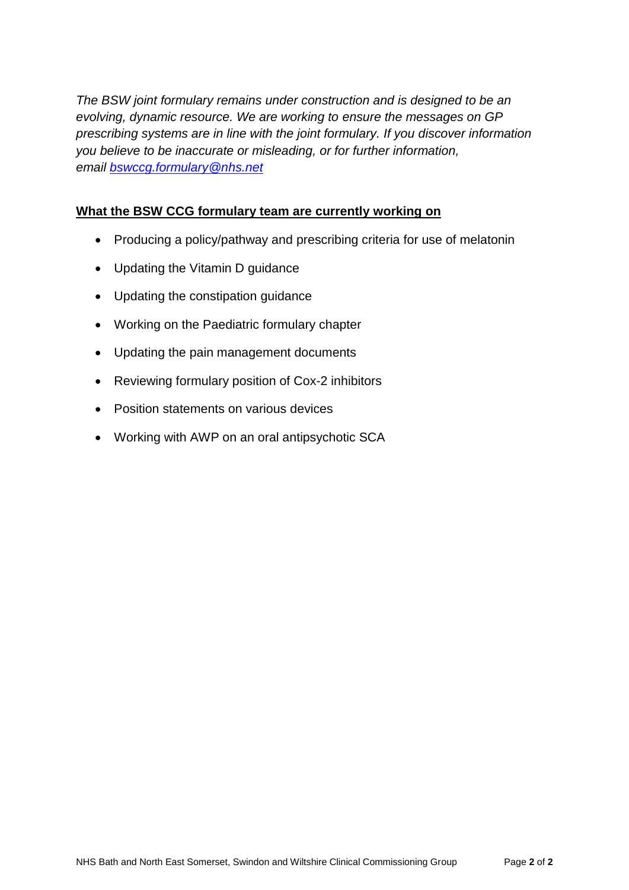*The BSW joint formulary remains under construction and is designed to be an evolving, dynamic resource. We are working to ensure the messages on GP prescribing systems are in line with the joint formulary. If you discover information you believe to be inaccurate or misleading, or for further information, email [bswccg.formulary@nhs.net](mailto:bswccg.formulary@nhs.net)*

**What the BSW CCG formulary team are currently working on**

- Producing a policy/pathway and prescribing criteria for use of melatonin
- Updating the Vitamin D guidance
- Updating the constipation guidance
- Working on the Paediatric formulary chapter
- Updating the pain management documents
- Reviewing formulary position of Cox-2 inhibitors
- Position statements on various devices
- Working with AWP on an oral antipsychotic SCA